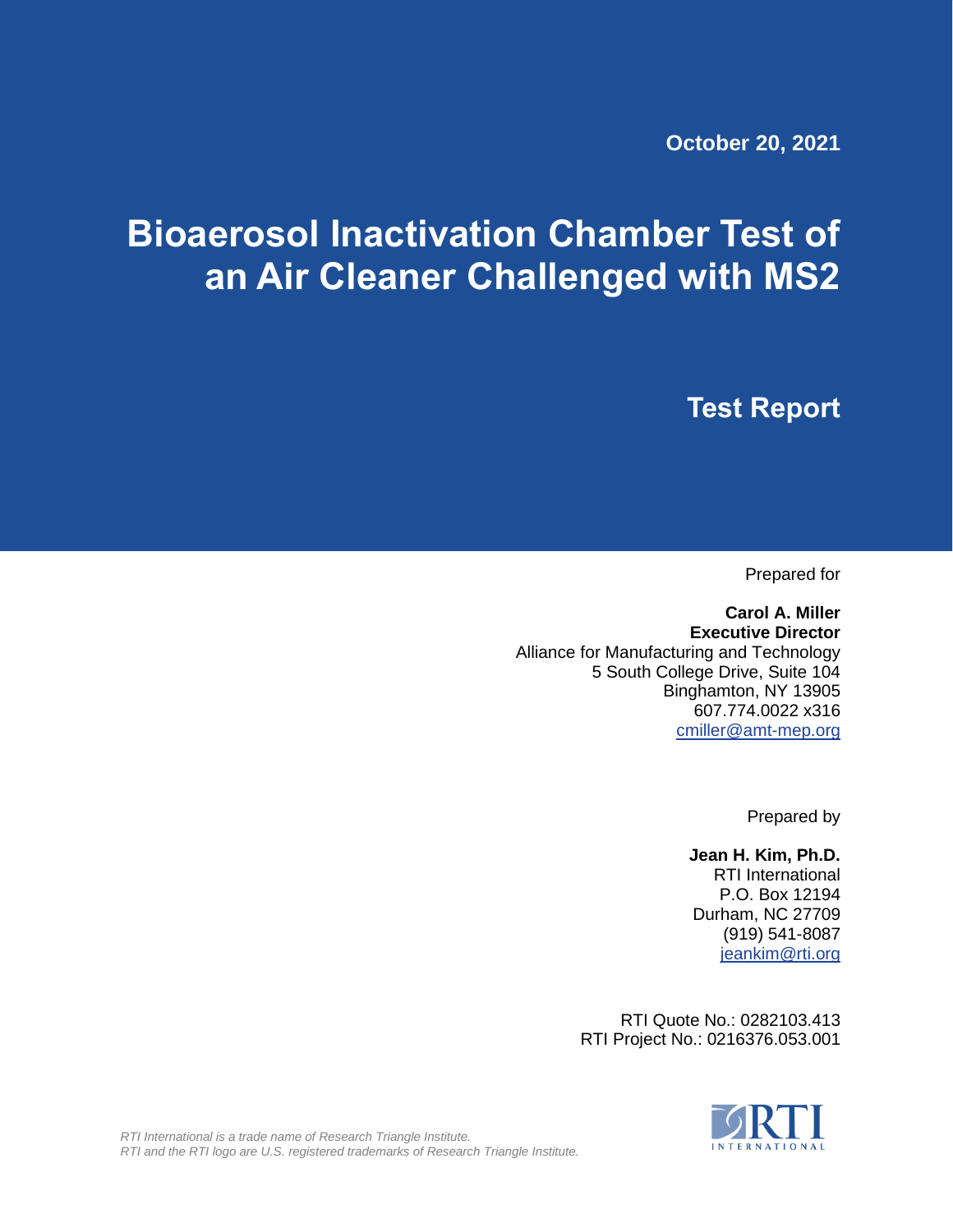October 20, 2021

# Bioaerosol Inactivation Chamber Test of an Air Cleaner Challenged with MS2

## Test Report

Prepared for

**Carol A. Miller**
**Executive Director**
Alliance for Manufacturing and Technology
5 South College Drive, Suite 104
Binghamton, NY 13905
607.774.0022 x316
cmiller@amt-mep.org

Prepared by

**Jean H. Kim, Ph.D.**
RTI International
P.O. Box 12194
Durham, NC 27709
(919) 541-8087
jeankim@rti.org

RTI Quote No.: 0282103.413
RTI Project No.: 0216376.053.001

*RTI International is a trade name of Research Triangle Institute.*
*RTI and the RTI logo are U.S. registered trademarks of Research Triangle Institute.*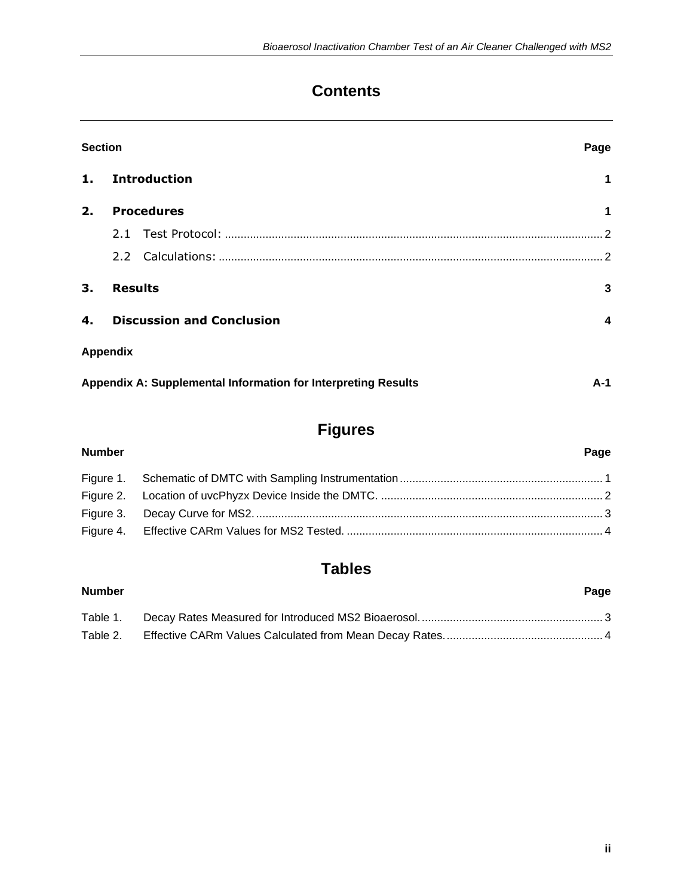# Contents

| Section | | Page |
|---|---|---|
| **1.** | **Introduction** | **1** |
| **2.** | **Procedures** | **1** |
| | 2.1 Test Protocol: | 2 |
| | 2.2 Calculations: | 2 |
| **3.** | **Results** | **3** |
| **4.** | **Discussion and Conclusion** | **4** |

**Appendix**

| | Page |
|---|---|
| **Appendix A: Supplemental Information for Interpreting Results** | **A-1** |

# Figures

| Number | | Page |
|---|---|---|
| Figure 1. | Schematic of DMTC with Sampling Instrumentation | 1 |
| Figure 2. | Location of uvcPhyzx Device Inside the DMTC. | 2 |
| Figure 3. | Decay Curve for MS2. | 3 |
| Figure 4. | Effective CARm Values for MS2 Tested. | 4 |

# Tables

| Number | | Page |
|---|---|---|
| Table 1. | Decay Rates Measured for Introduced MS2 Bioaerosol. | 3 |
| Table 2. | Effective CARm Values Calculated from Mean Decay Rates. | 4 |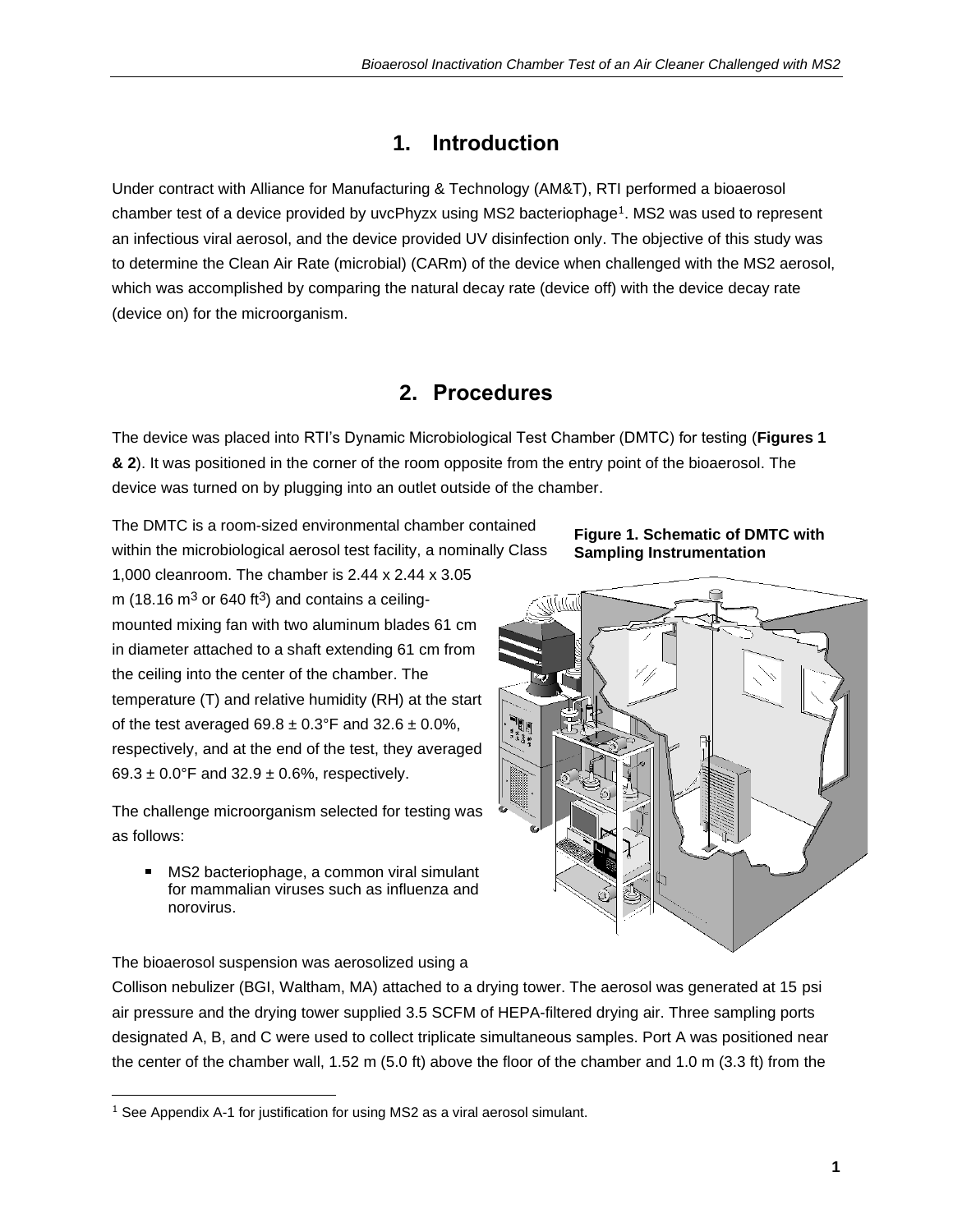# 1. Introduction

Under contract with Alliance for Manufacturing & Technology (AM&T), RTI performed a bioaerosol chamber test of a device provided by uvcPhyzx using MS2 bacteriophage[1]. MS2 was used to represent an infectious viral aerosol, and the device provided UV disinfection only. The objective of this study was to determine the Clean Air Rate (microbial) (CARm) of the device when challenged with the MS2 aerosol, which was accomplished by comparing the natural decay rate (device off) with the device decay rate (device on) for the microorganism.

# 2. Procedures

The device was placed into RTI's Dynamic Microbiological Test Chamber (DMTC) for testing (**Figures 1 & 2**). It was positioned in the corner of the room opposite from the entry point of the bioaerosol. The device was turned on by plugging into an outlet outside of the chamber.

The DMTC is a room-sized environmental chamber contained within the microbiological aerosol test facility, a nominally Class 1,000 cleanroom. The chamber is 2.44 x 2.44 x 3.05 m (18.16 $m^3$ or 640 $ft^3$) and contains a ceiling-mounted mixing fan with two aluminum blades 61 cm in diameter attached to a shaft extending 61 cm from the ceiling into the center of the chamber. The temperature (T) and relative humidity (RH) at the start of the test averaged 69.8 ± 0.3°F and 32.6 ± 0.0%, respectively, and at the end of the test, they averaged 69.3 ± 0.0°F and 32.9 ± 0.6%, respectively.

**Figure 1. Schematic of DMTC with Sampling Instrumentation**

The challenge microorganism selected for testing was as follows:

- MS2 bacteriophage, a common viral simulant for mammalian viruses such as influenza and norovirus.

The bioaerosol suspension was aerosolized using a Collison nebulizer (BGI, Waltham, MA) attached to a drying tower. The aerosol was generated at 15 psi air pressure and the drying tower supplied 3.5 SCFM of HEPA-filtered drying air. Three sampling ports designated A, B, and C were used to collect triplicate simultaneous samples. Port A was positioned near the center of the chamber wall, 1.52 m (5.0 ft) above the floor of the chamber and 1.0 m (3.3 ft) from the

[1] See Appendix A-1 for justification for using MS2 as a viral aerosol simulant.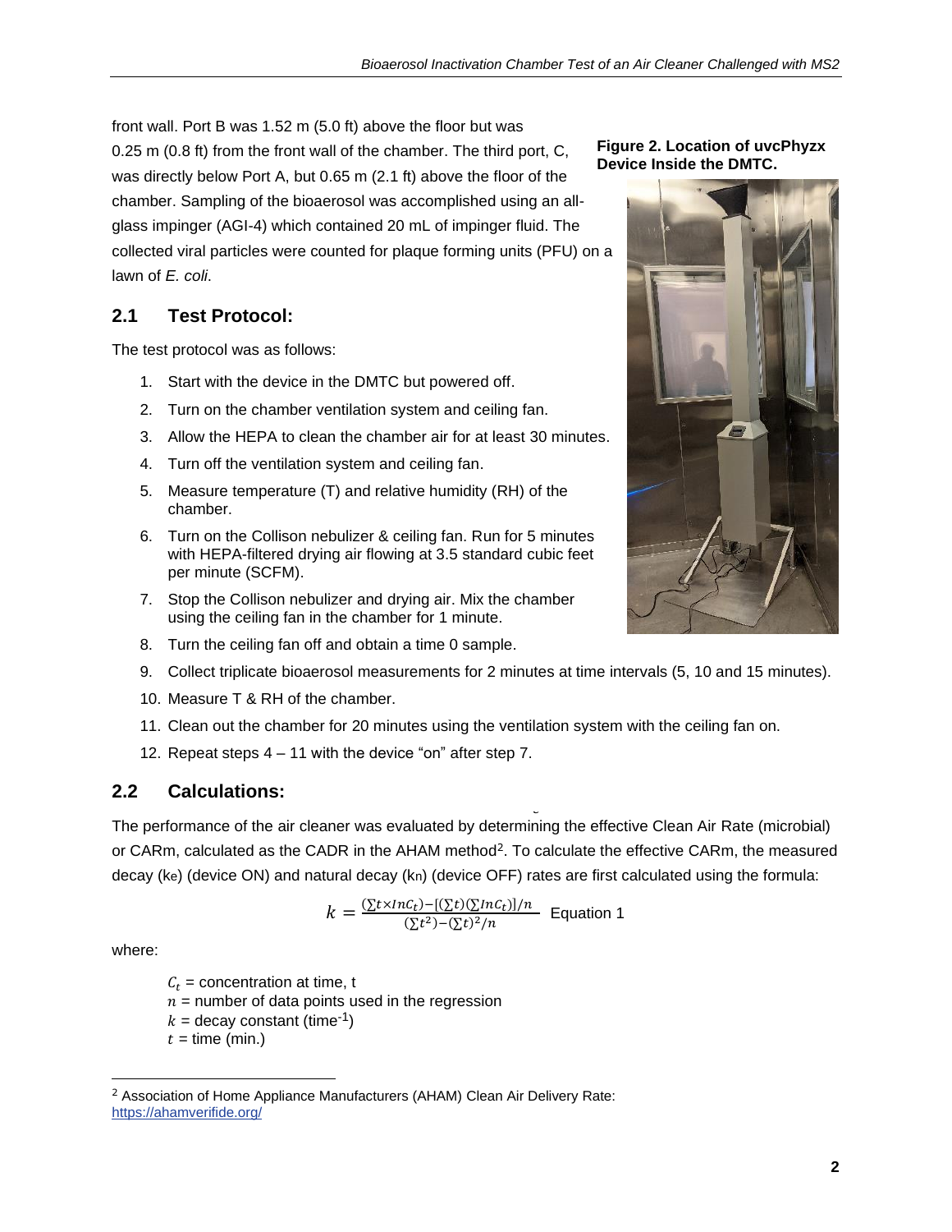front wall. Port B was 1.52 m (5.0 ft) above the floor but was 0.25 m (0.8 ft) from the front wall of the chamber. The third port, C, was directly below Port A, but 0.65 m (2.1 ft) above the floor of the chamber. Sampling of the bioaerosol was accomplished using an all-glass impinger (AGI-4) which contained 20 mL of impinger fluid. The collected viral particles were counted for plaque forming units (PFU) on a lawn of *E. coli*.

**Figure 2. Location of uvcPhyzx Device Inside the DMTC.**

## 2.1 Test Protocol:

The test protocol was as follows:

1. Start with the device in the DMTC but powered off.
2. Turn on the chamber ventilation system and ceiling fan.
3. Allow the HEPA to clean the chamber air for at least 30 minutes.
4. Turn off the ventilation system and ceiling fan.
5. Measure temperature (T) and relative humidity (RH) of the chamber.
6. Turn on the Collison nebulizer & ceiling fan. Run for 5 minutes with HEPA-filtered drying air flowing at 3.5 standard cubic feet per minute (SCFM).
7. Stop the Collison nebulizer and drying air. Mix the chamber using the ceiling fan in the chamber for 1 minute.
8. Turn the ceiling fan off and obtain a time 0 sample.
9. Collect triplicate bioaerosol measurements for 2 minutes at time intervals (5, 10 and 15 minutes).
10. Measure T & RH of the chamber.
11. Clean out the chamber for 20 minutes using the ventilation system with the ceiling fan on.
12. Repeat steps 4 – 11 with the device "on" after step 7.

## 2.2 Calculations:

The performance of the air cleaner was evaluated by determining the effective Clean Air Rate (microbial) or CARm, calculated as the CADR in the AHAM method[2]. To calculate the effective CARm, the measured decay ($k_e$) (device ON) and natural decay ($k_n$) (device OFF) rates are first calculated using the formula:

$$k = \frac{(\sum t \times \ln C_t) - [(\sum t)(\sum \ln C_t)]/n}{(\sum t^2) - (\sum t)^2/n} \quad \text{Equation 1}$$

where:

$C_t$ = concentration at time, t
$n$ = number of data points used in the regression
$k$ = decay constant (time$^{-1}$)
$t$ = time (min.)

[2] Association of Home Appliance Manufacturers (AHAM) Clean Air Delivery Rate: https://ahamverifide.org/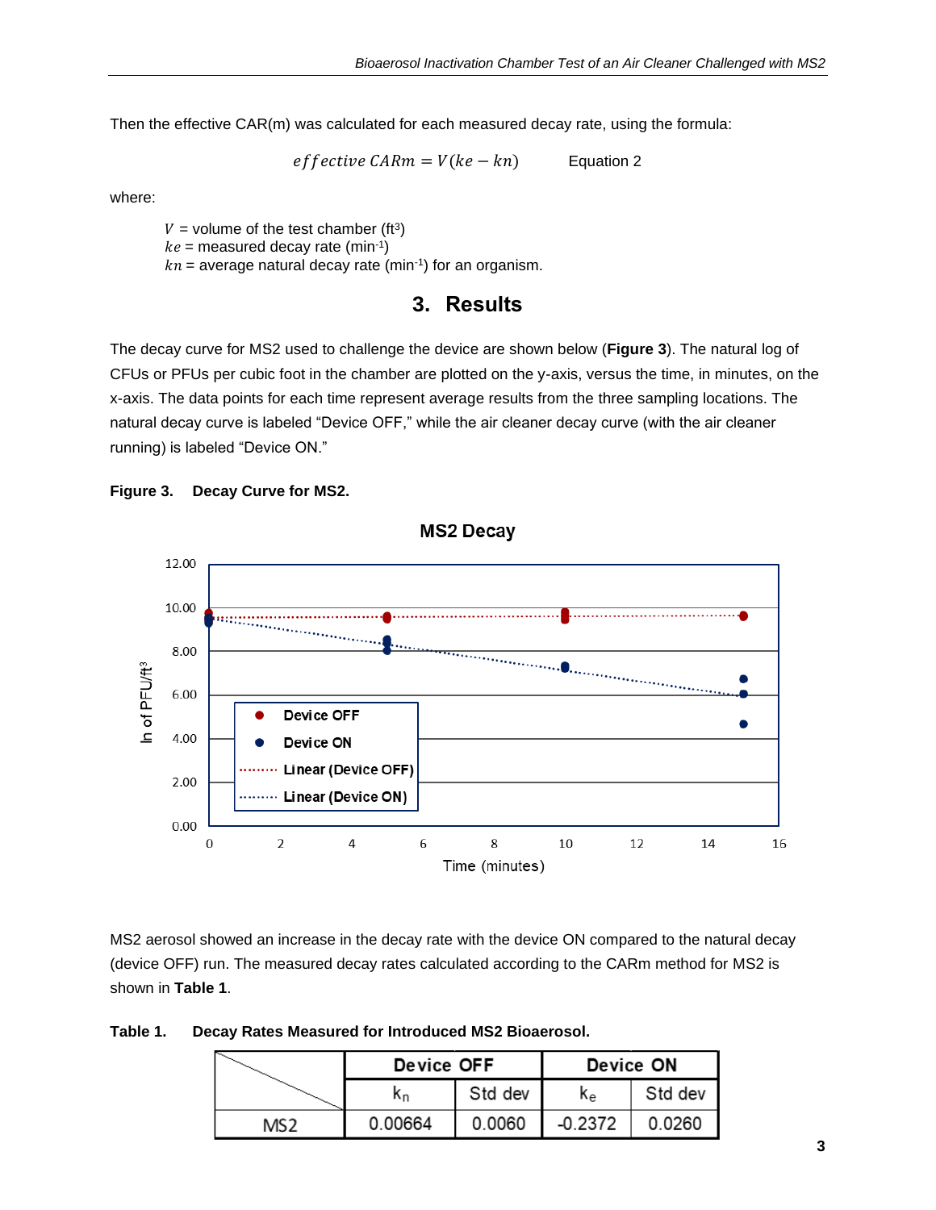Then the effective CAR(m) was calculated for each measured decay rate, using the formula:

$$effective\ CARm = V(ke - kn) \qquad \text{Equation 2}$$

where:

$V$ = volume of the test chamber ($ft^3$)
$ke$ = measured decay rate ($min^{-1}$)
$kn$ = average natural decay rate ($min^{-1}$) for an organism.

# 3. Results

The decay curve for MS2 used to challenge the device are shown below (**Figure 3**). The natural log of CFUs or PFUs per cubic foot in the chamber are plotted on the y-axis, versus the time, in minutes, on the x-axis. The data points for each time represent average results from the three sampling locations. The natural decay curve is labeled "Device OFF," while the air cleaner decay curve (with the air cleaner running) is labeled "Device ON."

**Figure 3. Decay Curve for MS2.**

MS2 aerosol showed an increase in the decay rate with the device ON compared to the natural decay (device OFF) run. The measured decay rates calculated according to the CARm method for MS2 is shown in **Table 1**.

**Table 1. Decay Rates Measured for Introduced MS2 Bioaerosol.**

| | Device OFF | | Device ON | |
|---|---|---|---|---|
| | $k_n$ | Std dev | $k_e$ | Std dev |
| MS2 | 0.00664 | 0.0060 | -0.2372 | 0.0260 |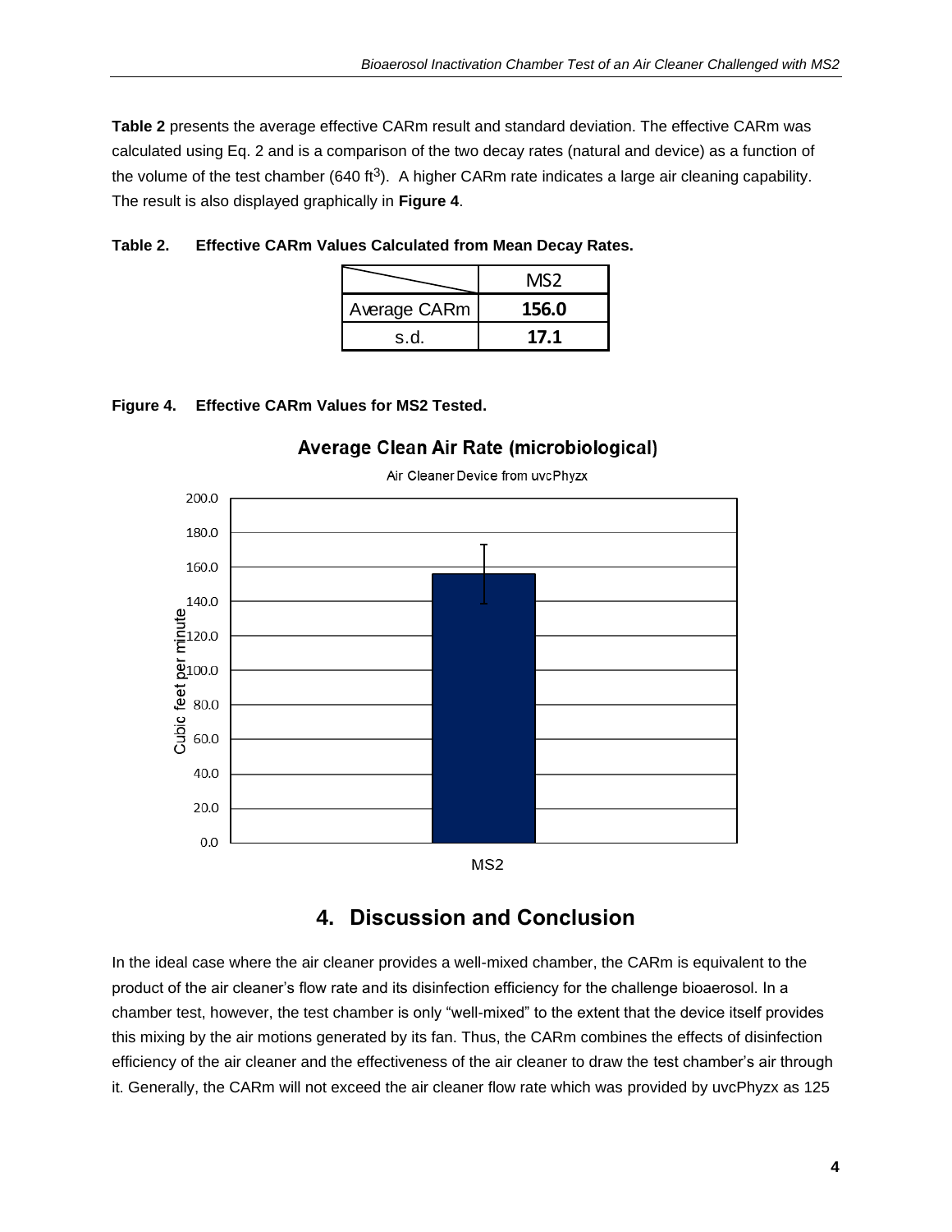**Table 2** presents the average effective CARm result and standard deviation. The effective CARm was calculated using Eq. 2 and is a comparison of the two decay rates (natural and device) as a function of the volume of the test chamber (640 ft$^3$). A higher CARm rate indicates a large air cleaning capability. The result is also displayed graphically in **Figure 4**.

**Table 2. Effective CARm Values Calculated from Mean Decay Rates.**

| | MS2 |
|---|---|
| Average CARm | **156.0** |
| s.d. | **17.1** |

**Figure 4. Effective CARm Values for MS2 Tested.**

**Average Clean Air Rate (microbiological)**

Air Cleaner Device from uvcPhyzx

| | MS2 |
|---|---|
| Cubic feet per minute | 156.0 |

## 4. Discussion and Conclusion

In the ideal case where the air cleaner provides a well-mixed chamber, the CARm is equivalent to the product of the air cleaner's flow rate and its disinfection efficiency for the challenge bioaerosol. In a chamber test, however, the test chamber is only "well-mixed" to the extent that the device itself provides this mixing by the air motions generated by its fan. Thus, the CARm combines the effects of disinfection efficiency of the air cleaner and the effectiveness of the air cleaner to draw the test chamber's air through it. Generally, the CARm will not exceed the air cleaner flow rate which was provided by uvcPhyzx as 125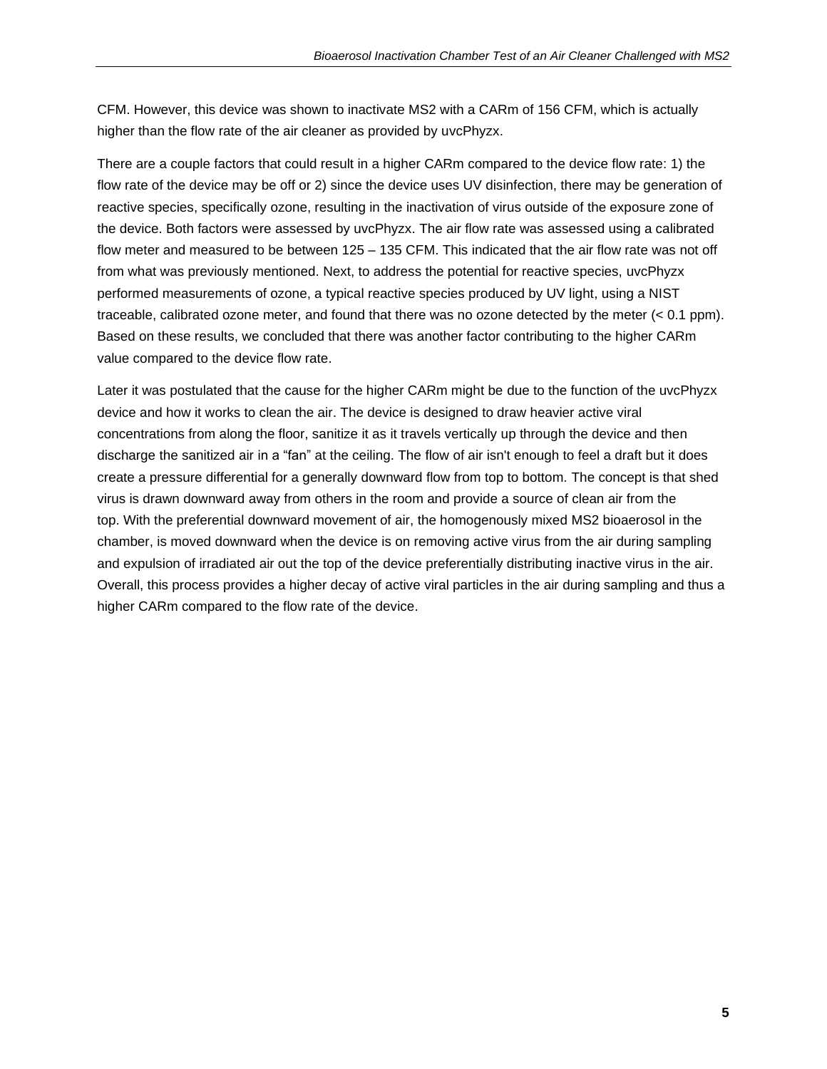CFM. However, this device was shown to inactivate MS2 with a CARm of 156 CFM, which is actually higher than the flow rate of the air cleaner as provided by uvcPhyzx.

There are a couple factors that could result in a higher CARm compared to the device flow rate: 1) the flow rate of the device may be off or 2) since the device uses UV disinfection, there may be generation of reactive species, specifically ozone, resulting in the inactivation of virus outside of the exposure zone of the device. Both factors were assessed by uvcPhyzx. The air flow rate was assessed using a calibrated flow meter and measured to be between 125 – 135 CFM. This indicated that the air flow rate was not off from what was previously mentioned. Next, to address the potential for reactive species, uvcPhyzx performed measurements of ozone, a typical reactive species produced by UV light, using a NIST traceable, calibrated ozone meter, and found that there was no ozone detected by the meter (< 0.1 ppm). Based on these results, we concluded that there was another factor contributing to the higher CARm value compared to the device flow rate.

Later it was postulated that the cause for the higher CARm might be due to the function of the uvcPhyzx device and how it works to clean the air. The device is designed to draw heavier active viral concentrations from along the floor, sanitize it as it travels vertically up through the device and then discharge the sanitized air in a "fan" at the ceiling. The flow of air isn't enough to feel a draft but it does create a pressure differential for a generally downward flow from top to bottom. The concept is that shed virus is drawn downward away from others in the room and provide a source of clean air from the top. With the preferential downward movement of air, the homogenously mixed MS2 bioaerosol in the chamber, is moved downward when the device is on removing active virus from the air during sampling and expulsion of irradiated air out the top of the device preferentially distributing inactive virus in the air. Overall, this process provides a higher decay of active viral particles in the air during sampling and thus a higher CARm compared to the flow rate of the device.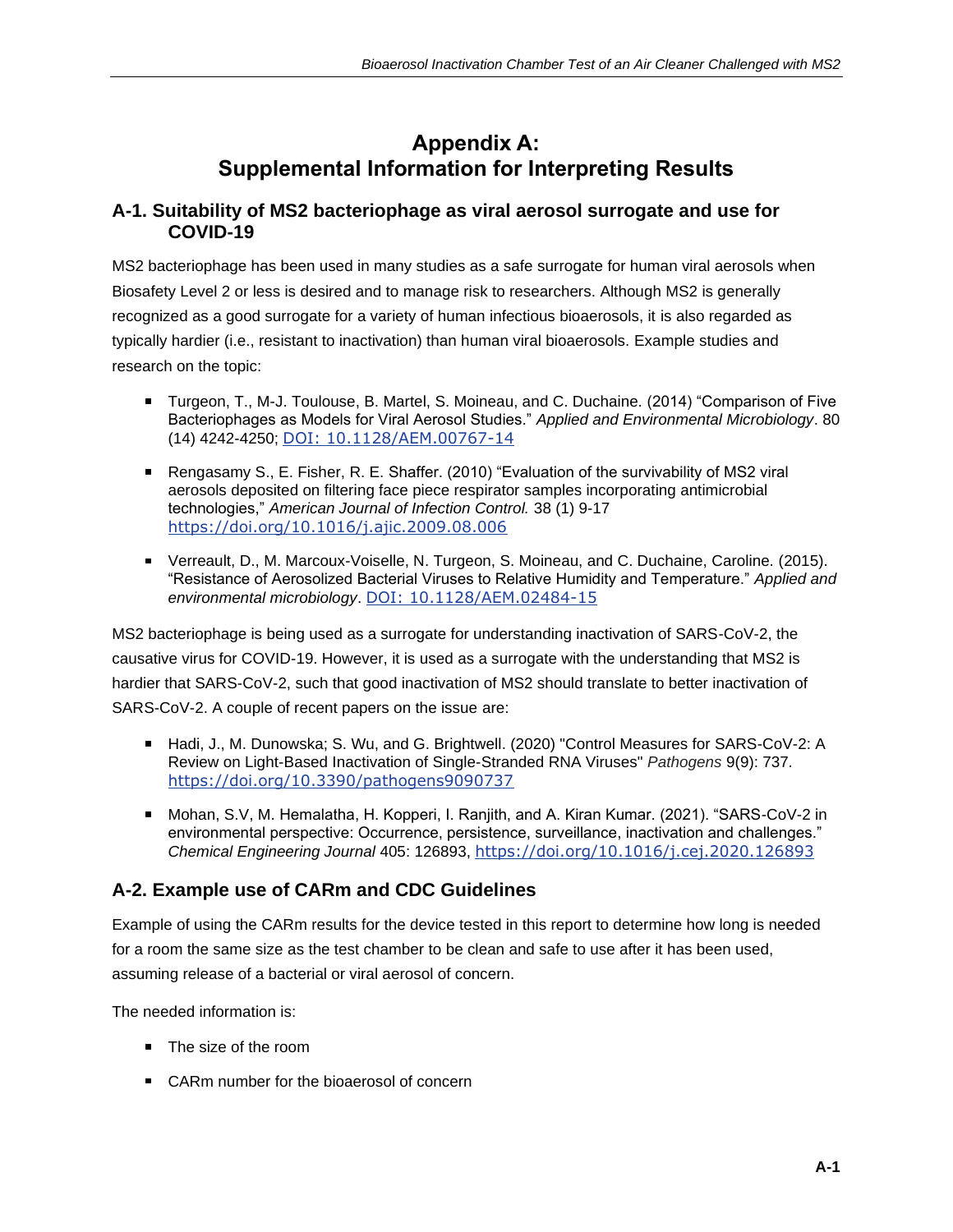# Appendix A: Supplemental Information for Interpreting Results

## A-1. Suitability of MS2 bacteriophage as viral aerosol surrogate and use for COVID-19

MS2 bacteriophage has been used in many studies as a safe surrogate for human viral aerosols when Biosafety Level 2 or less is desired and to manage risk to researchers. Although MS2 is generally recognized as a good surrogate for a variety of human infectious bioaerosols, it is also regarded as typically hardier (i.e., resistant to inactivation) than human viral bioaerosols. Example studies and research on the topic:

- Turgeon, T., M-J. Toulouse, B. Martel, S. Moineau, and C. Duchaine. (2014) "Comparison of Five Bacteriophages as Models for Viral Aerosol Studies." *Applied and Environmental Microbiology*. 80 (14) 4242-4250; DOI: 10.1128/AEM.00767-14
- Rengasamy S., E. Fisher, R. E. Shaffer. (2010) "Evaluation of the survivability of MS2 viral aerosols deposited on filtering face piece respirator samples incorporating antimicrobial technologies," *American Journal of Infection Control.* 38 (1) 9-17 https://doi.org/10.1016/j.ajic.2009.08.006
- Verreault, D., M. Marcoux-Voiselle, N. Turgeon, S. Moineau, and C. Duchaine, Caroline. (2015). "Resistance of Aerosolized Bacterial Viruses to Relative Humidity and Temperature." *Applied and environmental microbiology*. DOI: 10.1128/AEM.02484-15

MS2 bacteriophage is being used as a surrogate for understanding inactivation of SARS-CoV-2, the causative virus for COVID-19. However, it is used as a surrogate with the understanding that MS2 is hardier that SARS-CoV-2, such that good inactivation of MS2 should translate to better inactivation of SARS-CoV-2. A couple of recent papers on the issue are:

- Hadi, J., M. Dunowska; S. Wu, and G. Brightwell. (2020) "Control Measures for SARS-CoV-2: A Review on Light-Based Inactivation of Single-Stranded RNA Viruses" *Pathogens* 9(9): 737. https://doi.org/10.3390/pathogens9090737
- Mohan, S.V, M. Hemalatha, H. Kopperi, I. Ranjith, and A. Kiran Kumar. (2021). "SARS-CoV-2 in environmental perspective: Occurrence, persistence, surveillance, inactivation and challenges." *Chemical Engineering Journal* 405: 126893, https://doi.org/10.1016/j.cej.2020.126893

## A-2. Example use of CARm and CDC Guidelines

Example of using the CARm results for the device tested in this report to determine how long is needed for a room the same size as the test chamber to be clean and safe to use after it has been used, assuming release of a bacterial or viral aerosol of concern.

The needed information is:

- The size of the room
- CARm number for the bioaerosol of concern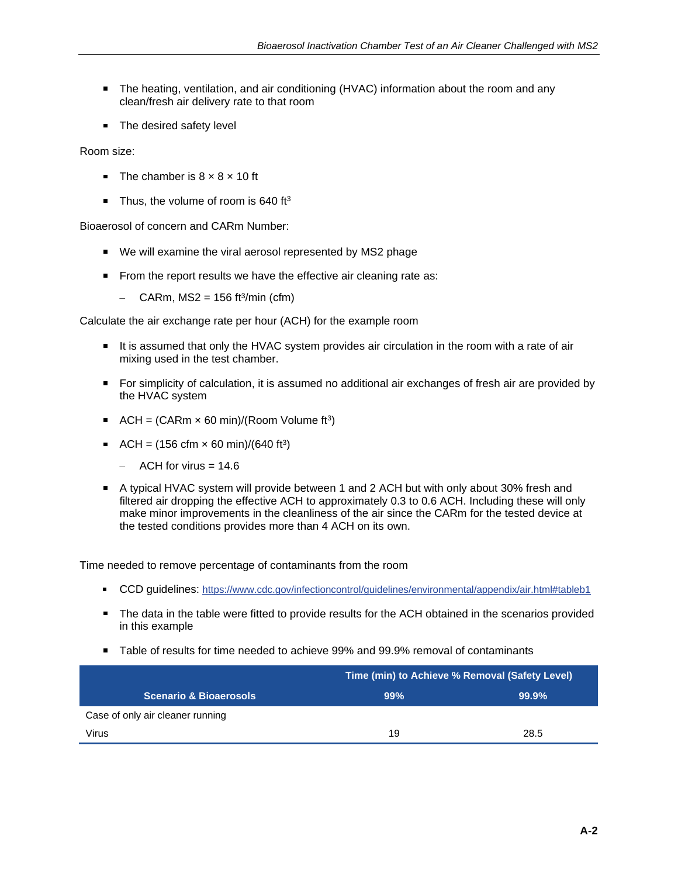- The heating, ventilation, and air conditioning (HVAC) information about the room and any clean/fresh air delivery rate to that room
- The desired safety level

Room size:

- The chamber is 8 × 8 × 10 ft
- Thus, the volume of room is 640 $ft^3$

Bioaerosol of concern and CARm Number:

- We will examine the viral aerosol represented by MS2 phage
- From the report results we have the effective air cleaning rate as:
  - CARm, MS2 = 156 $ft^3$/min (cfm)

Calculate the air exchange rate per hour (ACH) for the example room

- It is assumed that only the HVAC system provides air circulation in the room with a rate of air mixing used in the test chamber.
- For simplicity of calculation, it is assumed no additional air exchanges of fresh air are provided by the HVAC system
- ACH = (CARm × 60 min)/(Room Volume $ft^3$)
- ACH = (156 cfm × 60 min)/(640 $ft^3$)
  - ACH for virus = 14.6
- A typical HVAC system will provide between 1 and 2 ACH but with only about 30% fresh and filtered air dropping the effective ACH to approximately 0.3 to 0.6 ACH. Including these will only make minor improvements in the cleanliness of the air since the CARm for the tested device at the tested conditions provides more than 4 ACH on its own.

Time needed to remove percentage of contaminants from the room

- CCD guidelines: https://www.cdc.gov/infectioncontrol/guidelines/environmental/appendix/air.html#tableb1
- The data in the table were fitted to provide results for the ACH obtained in the scenarios provided in this example
- Table of results for time needed to achieve 99% and 99.9% removal of contaminants

| | Time (min) to Achieve % Removal (Safety Level) | |
|---|---|---|
| **Scenario & Bioaerosols** | **99%** | **99.9%** |
| Case of only air cleaner running | | |
| Virus | 19 | 28.5 |